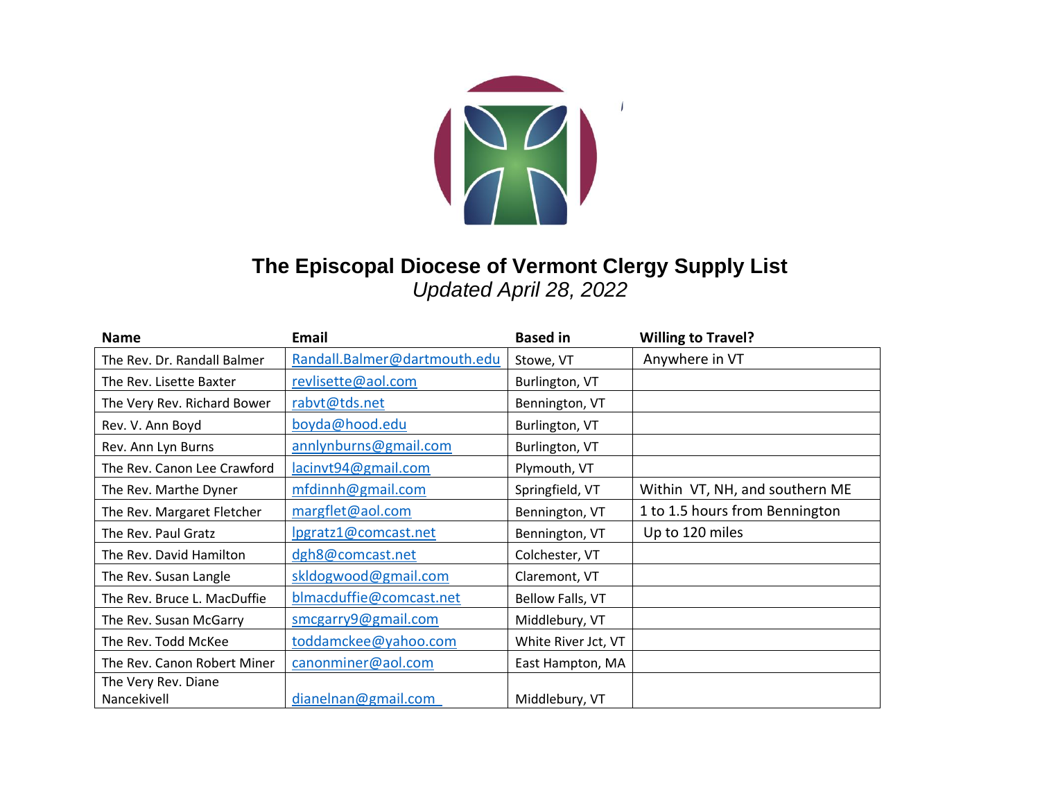# The Episcopal Diocese of Vermont Clergy Supply List

*Updated April 28, 2022*

| Name | Email | Based in | Willing to Travel? |
|---|---|---|---|
| The Rev. Dr. Randall Balmer | Randall.Balmer@dartmouth.edu | Stowe, VT | Anywhere in VT |
| The Rev. Lisette Baxter | revlisette@aol.com | Burlington, VT | |
| The Very Rev. Richard Bower | rabvt@tds.net | Bennington, VT | |
| Rev. V. Ann Boyd | boyda@hood.edu | Burlington, VT | |
| Rev. Ann Lyn Burns | annlynburns@gmail.com | Burlington, VT | |
| The Rev. Canon Lee Crawford | lacinvt94@gmail.com | Plymouth, VT | |
| The Rev. Marthe Dyner | mfdinnh@gmail.com | Springfield, VT | Within VT, NH, and southern ME |
| The Rev. Margaret Fletcher | margflet@aol.com | Bennington, VT | 1 to 1.5 hours from Bennington |
| The Rev. Paul Gratz | lpgratz1@comcast.net | Bennington, VT | Up to 120 miles |
| The Rev. David Hamilton | dgh8@comcast.net | Colchester, VT | |
| The Rev. Susan Langle | skldogwood@gmail.com | Claremont, VT | |
| The Rev. Bruce L. MacDuffie | blmacduffie@comcast.net | Bellow Falls, VT | |
| The Rev. Susan McGarry | smcgarry9@gmail.com | Middlebury, VT | |
| The Rev. Todd McKee | toddamckee@yahoo.com | White River Jct, VT | |
| The Rev. Canon Robert Miner | canonminer@aol.com | East Hampton, MA | |
| The Very Rev. Diane Nancekivell | dianelnan@gmail.com | Middlebury, VT | |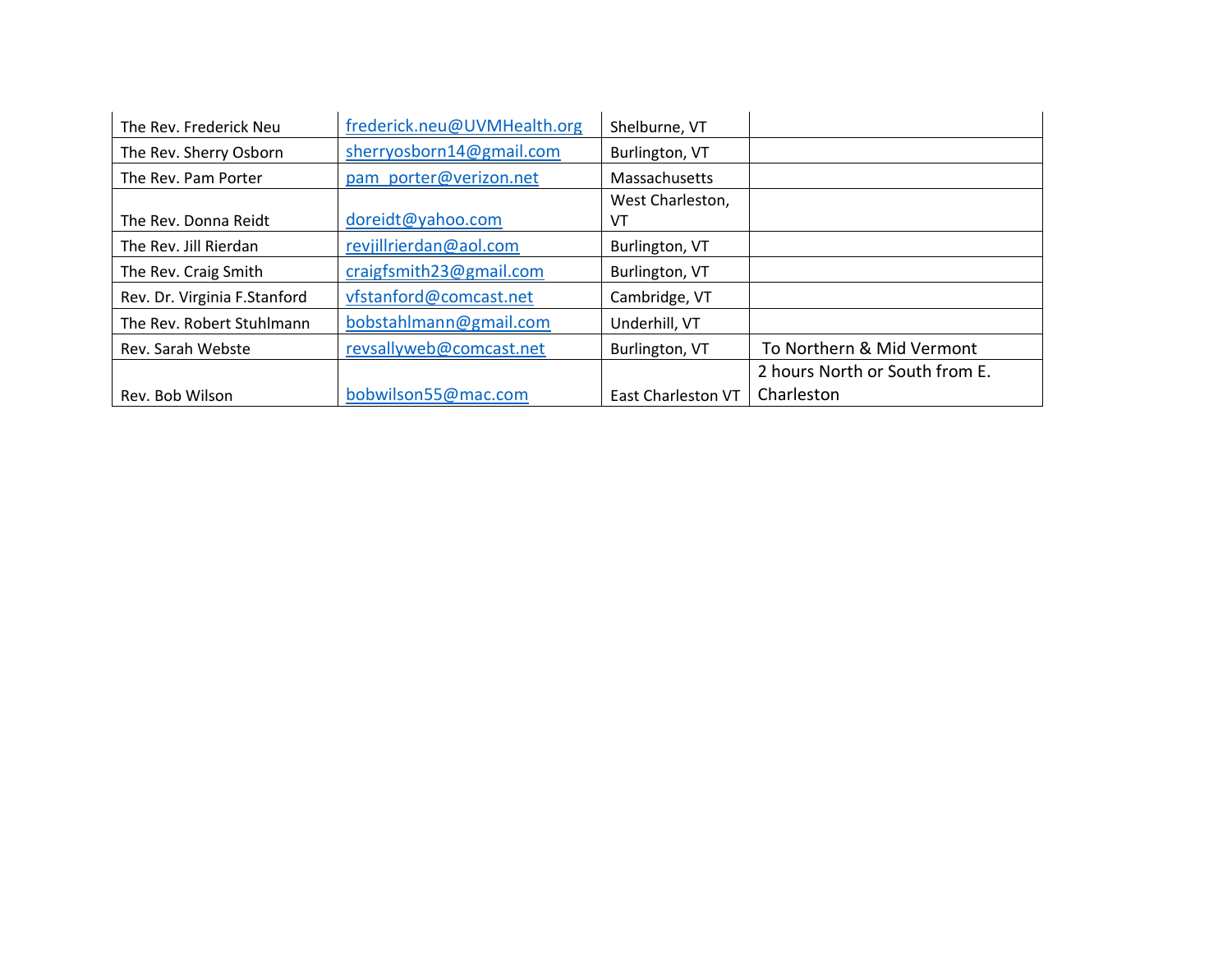| | | | |
|---|---|---|---|
| The Rev. Frederick Neu | frederick.neu@UVMHealth.org | Shelburne, VT | |
| The Rev. Sherry Osborn | sherryosborn14@gmail.com | Burlington, VT | |
| The Rev. Pam Porter | pam_porter@verizon.net | Massachusetts | |
| The Rev. Donna Reidt | doreidt@yahoo.com | West Charleston, VT | |
| The Rev. Jill Rierdan | revjillrierdan@aol.com | Burlington, VT | |
| The Rev. Craig Smith | craigfsmith23@gmail.com | Burlington, VT | |
| Rev. Dr. Virginia F.Stanford | vfstanford@comcast.net | Cambridge, VT | |
| The Rev. Robert Stuhlmann | bobstahlmann@gmail.com | Underhill, VT | |
| Rev. Sarah Webste | revsallyweb@comcast.net | Burlington, VT | To Northern & Mid Vermont |
| Rev. Bob Wilson | bobwilson55@mac.com | East Charleston VT | 2 hours North or South from E. Charleston |